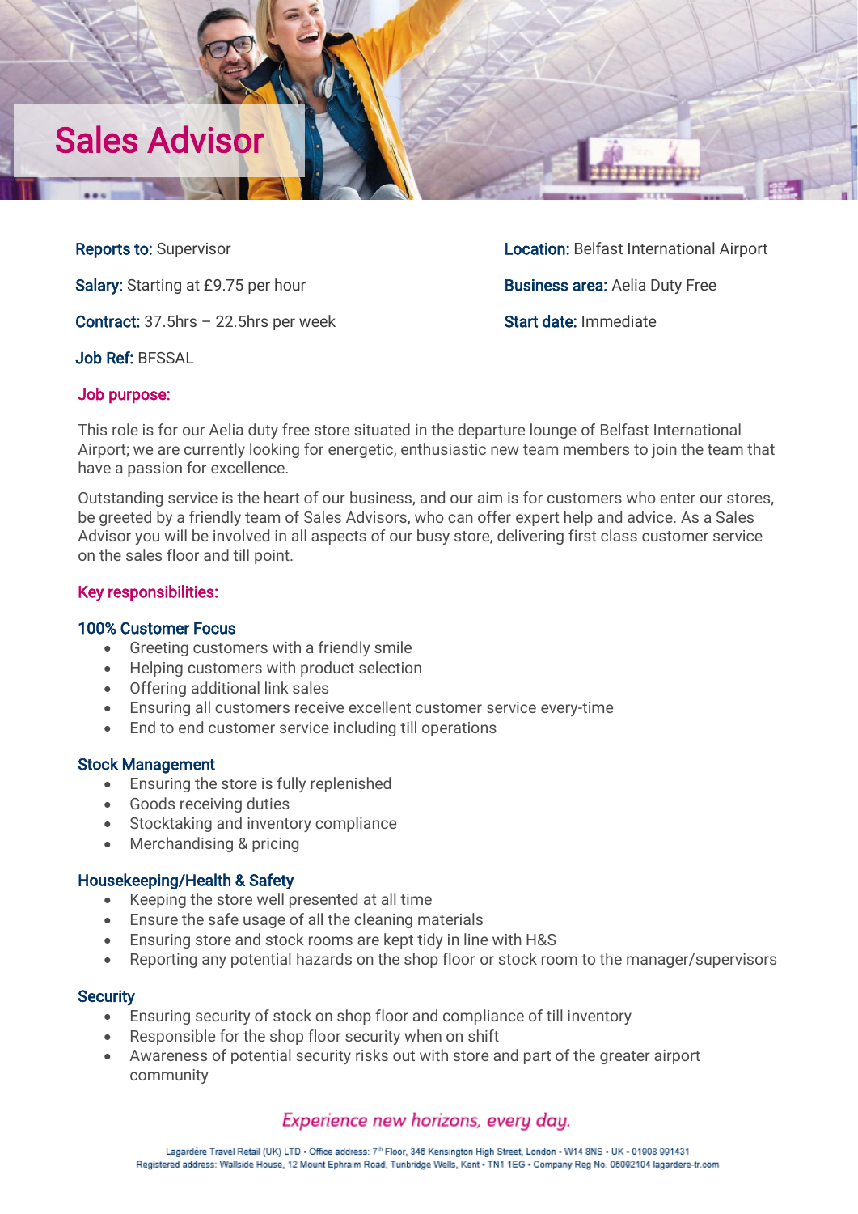# Sales Advisor

**Reports to:** Supervisor

**Salary:** Starting at £9.75 per hour

**Contract:** 37.5hrs – 22.5hrs per week

**Job Ref:** BFSSAL

**Location:** Belfast International Airport

**Business area:** Aelia Duty Free

**Start date:** Immediate

## Job purpose:

This role is for our Aelia duty free store situated in the departure lounge of Belfast International Airport; we are currently looking for energetic, enthusiastic new team members to join the team that have a passion for excellence.

Outstanding service is the heart of our business, and our aim is for customers who enter our stores, be greeted by a friendly team of Sales Advisors, who can offer expert help and advice. As a Sales Advisor you will be involved in all aspects of our busy store, delivering first class customer service on the sales floor and till point.

## Key responsibilities:

### 100% Customer Focus

- Greeting customers with a friendly smile
- Helping customers with product selection
- Offering additional link sales
- Ensuring all customers receive excellent customer service every-time
- End to end customer service including till operations

### Stock Management

- Ensuring the store is fully replenished
- Goods receiving duties
- Stocktaking and inventory compliance
- Merchandising & pricing

### Housekeeping/Health & Safety

- Keeping the store well presented at all time
- Ensure the safe usage of all the cleaning materials
- Ensuring store and stock rooms are kept tidy in line with H&S
- Reporting any potential hazards on the shop floor or stock room to the manager/supervisors

### Security

- Ensuring security of stock on shop floor and compliance of till inventory
- Responsible for the shop floor security when on shift
- Awareness of potential security risks out with store and part of the greater airport community

*Experience new horizons, every day.*

Lagardère Travel Retail (UK) LTD • Office address: 7th Floor, 346 Kensington High Street, London • W14 8NS • UK • 01908 991431
Registered address: Wallside House, 12 Mount Ephraim Road, Tunbridge Wells, Kent • TN1 1EG • Company Reg No. 05092104 lagardere-tr.com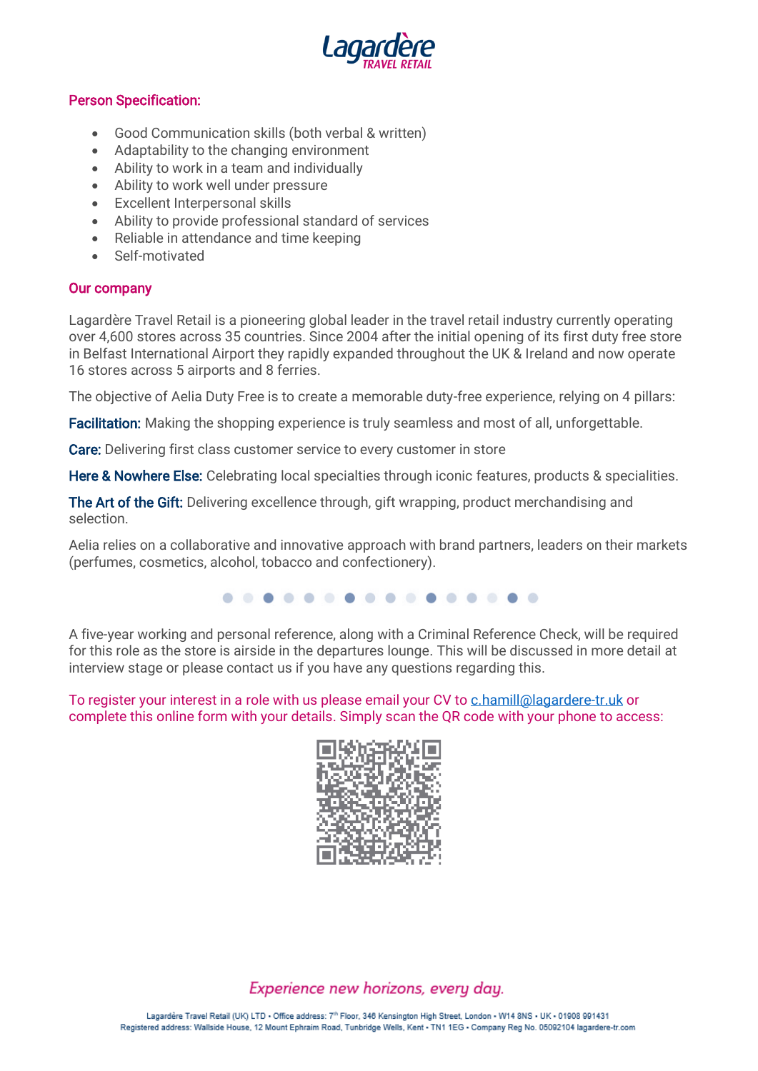## Person Specification:

- Good Communication skills (both verbal & written)
- Adaptability to the changing environment
- Ability to work in a team and individually
- Ability to work well under pressure
- Excellent Interpersonal skills
- Ability to provide professional standard of services
- Reliable in attendance and time keeping
- Self-motivated

## Our company

Lagardère Travel Retail is a pioneering global leader in the travel retail industry currently operating over 4,600 stores across 35 countries. Since 2004 after the initial opening of its first duty free store in Belfast International Airport they rapidly expanded throughout the UK & Ireland and now operate 16 stores across 5 airports and 8 ferries.

The objective of Aelia Duty Free is to create a memorable duty-free experience, relying on 4 pillars:

**Facilitation:** Making the shopping experience is truly seamless and most of all, unforgettable.

**Care:** Delivering first class customer service to every customer in store

**Here & Nowhere Else:** Celebrating local specialties through iconic features, products & specialities.

**The Art of the Gift:** Delivering excellence through, gift wrapping, product merchandising and selection.

Aelia relies on a collaborative and innovative approach with brand partners, leaders on their markets (perfumes, cosmetics, alcohol, tobacco and confectionery).

A five-year working and personal reference, along with a Criminal Reference Check, will be required for this role as the store is airside in the departures lounge. This will be discussed in more detail at interview stage or please contact us if you have any questions regarding this.

To register your interest in a role with us please email your CV to c.hamill@lagardere-tr.uk or complete this online form with your details. Simply scan the QR code with your phone to access:

*Experience new horizons, every day.*

Lagardère Travel Retail (UK) LTD • Office address: 7th Floor, 346 Kensington High Street, London • W14 8NS • UK • 01908 991431
Registered address: Wallside House, 12 Mount Ephraim Road, Tunbridge Wells, Kent • TN1 1EG • Company Reg No. 05092104 lagardere-tr.com